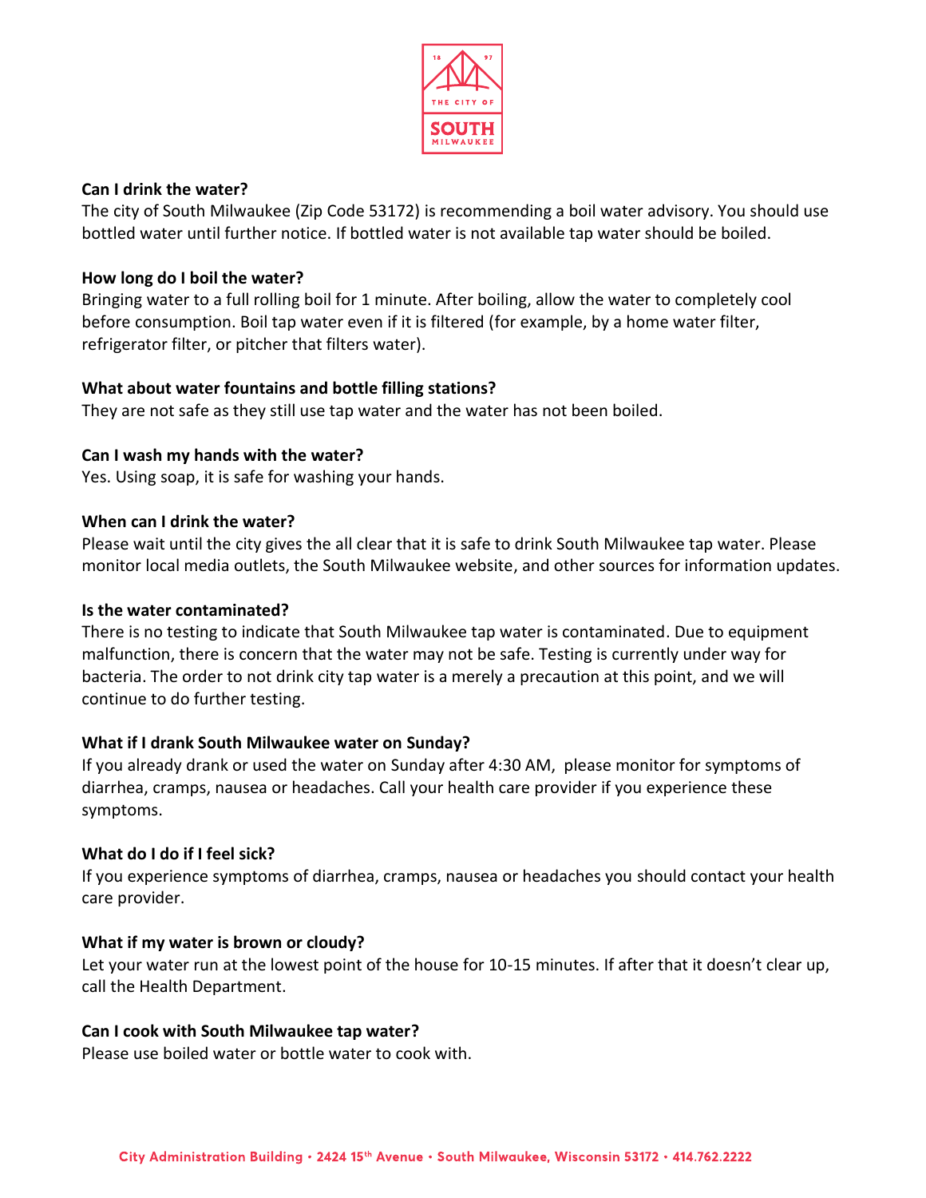THE CITY OF SOUTH MILWAUKEE

### Can I drink the water?

The city of South Milwaukee (Zip Code 53172) is recommending a boil water advisory. You should use bottled water until further notice. If bottled water is not available tap water should be boiled.

### How long do I boil the water?

Bringing water to a full rolling boil for 1 minute. After boiling, allow the water to completely cool before consumption. Boil tap water even if it is filtered (for example, by a home water filter, refrigerator filter, or pitcher that filters water).

### What about water fountains and bottle filling stations?

They are not safe as they still use tap water and the water has not been boiled.

### Can I wash my hands with the water?

Yes. Using soap, it is safe for washing your hands.

### When can I drink the water?

Please wait until the city gives the all clear that it is safe to drink South Milwaukee tap water. Please monitor local media outlets, the South Milwaukee website, and other sources for information updates.

### Is the water contaminated?

There is no testing to indicate that South Milwaukee tap water is contaminated. Due to equipment malfunction, there is concern that the water may not be safe. Testing is currently under way for bacteria. The order to not drink city tap water is a merely a precaution at this point, and we will continue to do further testing.

### What if I drank South Milwaukee water on Sunday?

If you already drank or used the water on Sunday after 4:30 AM, please monitor for symptoms of diarrhea, cramps, nausea or headaches. Call your health care provider if you experience these symptoms.

### What do I do if I feel sick?

If you experience symptoms of diarrhea, cramps, nausea or headaches you should contact your health care provider.

### What if my water is brown or cloudy?

Let your water run at the lowest point of the house for 10-15 minutes. If after that it doesn't clear up, call the Health Department.

### Can I cook with South Milwaukee tap water?

Please use boiled water or bottle water to cook with.

City Administration Building • 2424 15th Avenue • South Milwaukee, Wisconsin 53172 • 414.762.2222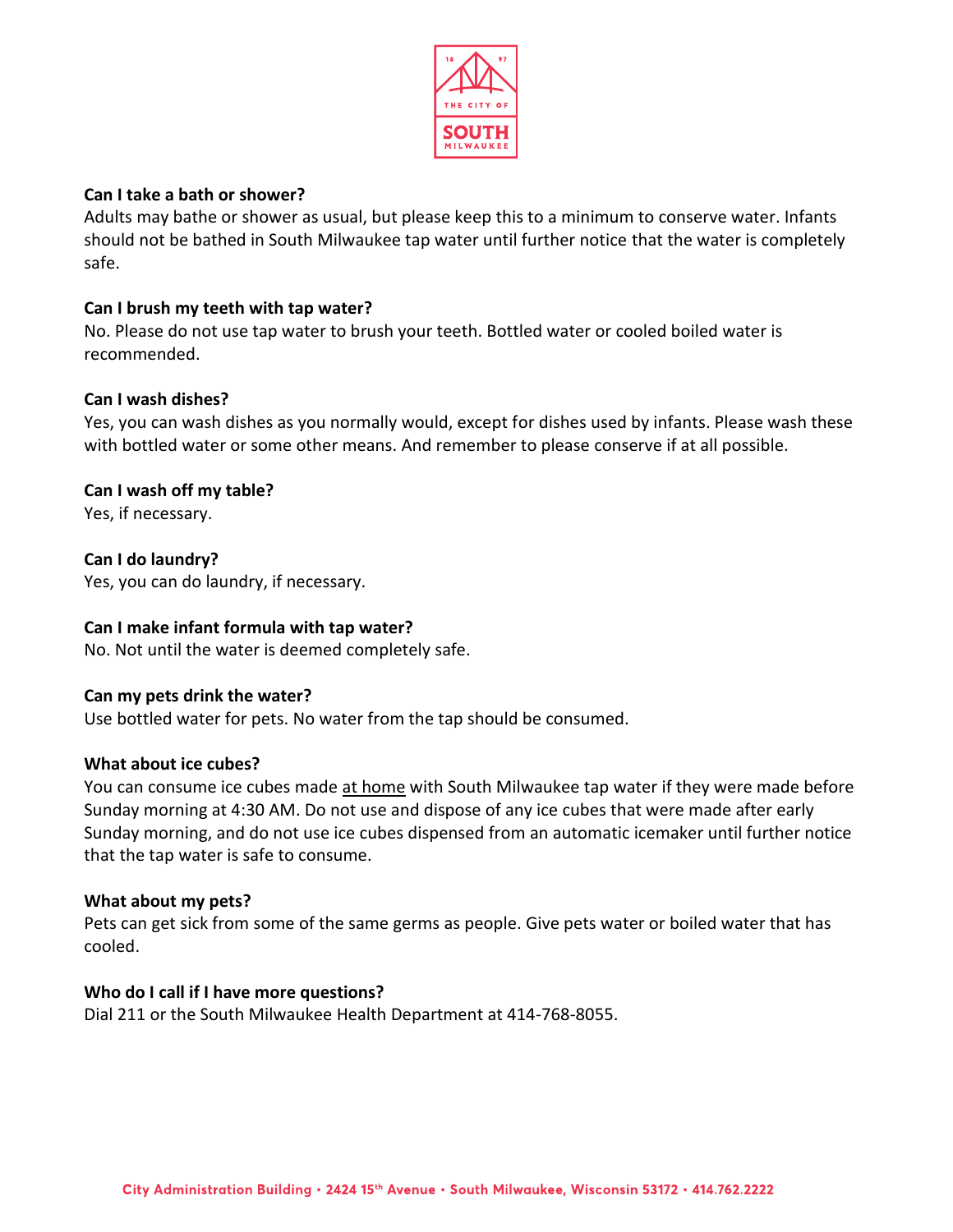**Can I take a bath or shower?**
Adults may bathe or shower as usual, but please keep this to a minimum to conserve water. Infants should not be bathed in South Milwaukee tap water until further notice that the water is completely safe.

**Can I brush my teeth with tap water?**
No. Please do not use tap water to brush your teeth. Bottled water or cooled boiled water is recommended.

**Can I wash dishes?**
Yes, you can wash dishes as you normally would, except for dishes used by infants. Please wash these with bottled water or some other means. And remember to please conserve if at all possible.

**Can I wash off my table?**
Yes, if necessary.

**Can I do laundry?**
Yes, you can do laundry, if necessary.

**Can I make infant formula with tap water?**
No. Not until the water is deemed completely safe.

**Can my pets drink the water?**
Use bottled water for pets. No water from the tap should be consumed.

**What about ice cubes?**
You can consume ice cubes made at home with South Milwaukee tap water if they were made before Sunday morning at 4:30 AM. Do not use and dispose of any ice cubes that were made after early Sunday morning, and do not use ice cubes dispensed from an automatic icemaker until further notice that the tap water is safe to consume.

**What about my pets?**
Pets can get sick from some of the same germs as people. Give pets water or boiled water that has cooled.

**Who do I call if I have more questions?**
Dial 211 or the South Milwaukee Health Department at 414-768-8055.